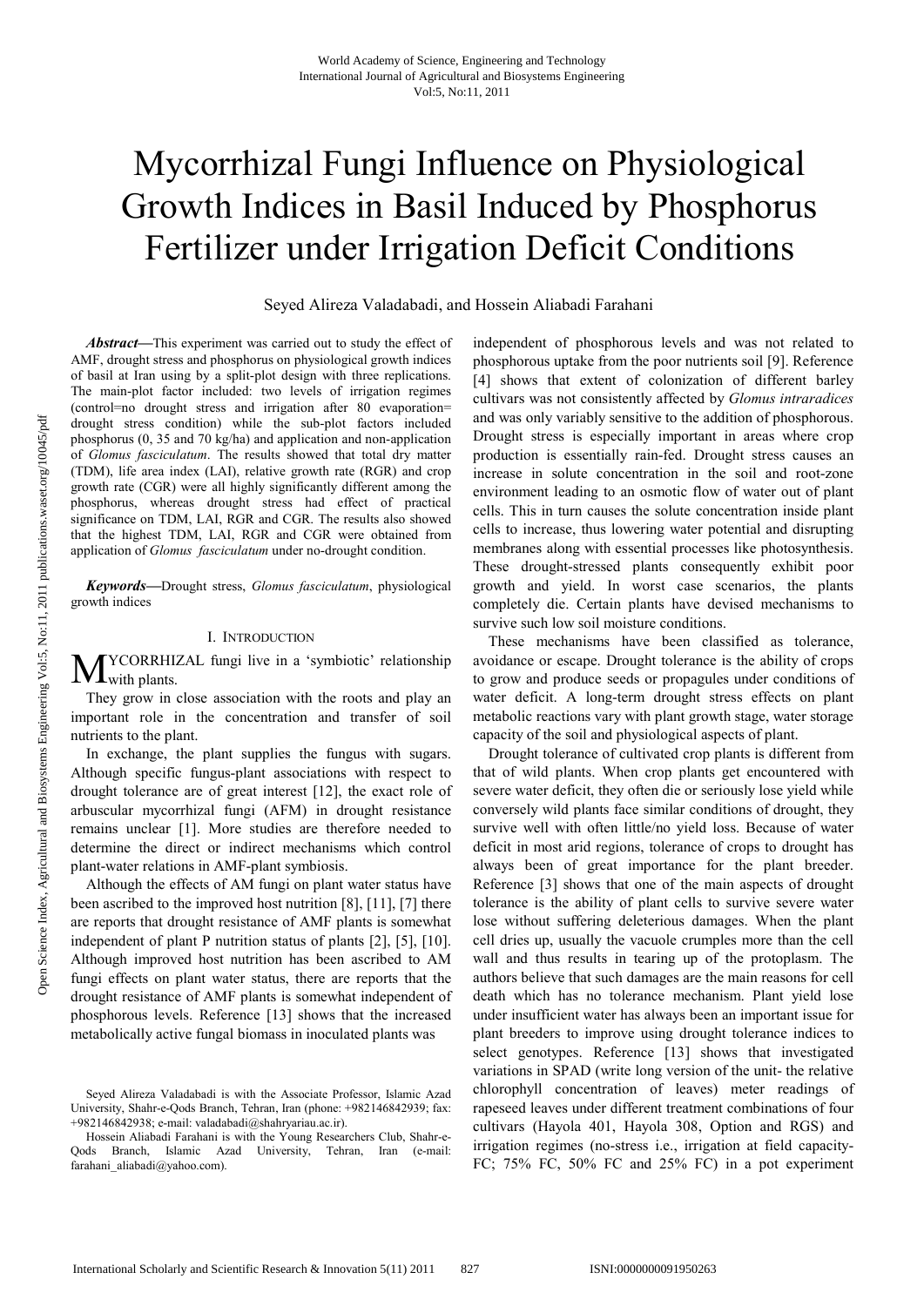# Mycorrhizal Fungi Influence on Physiological Growth Indices in Basil Induced by Phosphorus Fertilizer under Irrigation Deficit Conditions

Seyed Alireza Valadabadi, and Hossein Aliabadi Farahani

***Abstract*****—**This experiment was carried out to study the effect of AMF, drought stress and phosphorus on physiological growth indices of basil at Iran using by a split-plot design with three replications. The main-plot factor included: two levels of irrigation regimes (control=no drought stress and irrigation after 80 evaporation= drought stress condition) while the sub-plot factors included phosphorus (0, 35 and 70 kg/ha) and application and non-application of *Glomus fasciculatum*. The results showed that total dry matter (TDM), life area index (LAI), relative growth rate (RGR) and crop growth rate (CGR) were all highly significantly different among the phosphorus, whereas drought stress had effect of practical significance on TDM, LAI, RGR and CGR. The results also showed that the highest TDM, LAI, RGR and CGR were obtained from application of *Glomus fasciculatum* under no-drought condition.

***Keywords*****—**Drought stress, *Glomus fasciculatum*, physiological growth indices

## I. Introduction

MYCORRHIZAL fungi live in a 'symbiotic' relationship with plants.

They grow in close association with the roots and play an important role in the concentration and transfer of soil nutrients to the plant.

In exchange, the plant supplies the fungus with sugars. Although specific fungus-plant associations with respect to drought tolerance are of great interest [12], the exact role of arbuscular mycorrhizal fungi (AFM) in drought resistance remains unclear [1]. More studies are therefore needed to determine the direct or indirect mechanisms which control plant-water relations in AMF-plant symbiosis.

Although the effects of AM fungi on plant water status have been ascribed to the improved host nutrition [8], [11], [7] there are reports that drought resistance of AMF plants is somewhat independent of plant P nutrition status of plants [2], [5], [10]. Although improved host nutrition has been ascribed to AM fungi effects on plant water status, there are reports that the drought resistance of AMF plants is somewhat independent of phosphorous levels. Reference [13] shows that the increased metabolically active fungal biomass in inoculated plants was independent of phosphorous levels and was not related to phosphorous uptake from the poor nutrients soil [9]. Reference [4] shows that extent of colonization of different barley cultivars was not consistently affected by *Glomus intraradices* and was only variably sensitive to the addition of phosphorous. Drought stress is especially important in areas where crop production is essentially rain-fed. Drought stress causes an increase in solute concentration in the soil and root-zone environment leading to an osmotic flow of water out of plant cells. This in turn causes the solute concentration inside plant cells to increase, thus lowering water potential and disrupting membranes along with essential processes like photosynthesis. These drought-stressed plants consequently exhibit poor growth and yield. In worst case scenarios, the plants completely die. Certain plants have devised mechanisms to survive such low soil moisture conditions.

These mechanisms have been classified as tolerance, avoidance or escape. Drought tolerance is the ability of crops to grow and produce seeds or propagules under conditions of water deficit. A long-term drought stress effects on plant metabolic reactions vary with plant growth stage, water storage capacity of the soil and physiological aspects of plant.

Drought tolerance of cultivated crop plants is different from that of wild plants. When crop plants get encountered with severe water deficit, they often die or seriously lose yield while conversely wild plants face similar conditions of drought, they survive well with often little/no yield loss. Because of water deficit in most arid regions, tolerance of crops to drought has always been of great importance for the plant breeder. Reference [3] shows that one of the main aspects of drought tolerance is the ability of plant cells to survive severe water lose without suffering deleterious damages. When the plant cell dries up, usually the vacuole crumples more than the cell wall and thus results in tearing up of the protoplasm. The authors believe that such damages are the main reasons for cell death which has no tolerance mechanism. Plant yield lose under insufficient water has always been an important issue for plant breeders to improve using drought tolerance indices to select genotypes. Reference [13] shows that investigated variations in SPAD (write long version of the unit- the relative chlorophyll concentration of leaves) meter readings of rapeseed leaves under different treatment combinations of four cultivars (Hayola 401, Hayola 308, Option and RGS) and irrigation regimes (no-stress i.e., irrigation at field capacity- FC; 75% FC, 50% FC and 25% FC) in a pot experiment

Seyed Alireza Valadabadi is with the Associate Professor, Islamic Azad University, Shahr-e-Qods Branch, Tehran, Iran (phone: +982146842939; fax: +982146842938; e-mail: valadabadi@shahryariau.ac.ir).

Hossein Aliabadi Farahani is with the Young Researchers Club, Shahr-e-Qods Branch, Islamic Azad University, Tehran, Iran (e-mail: farahani_aliabadi@yahoo.com).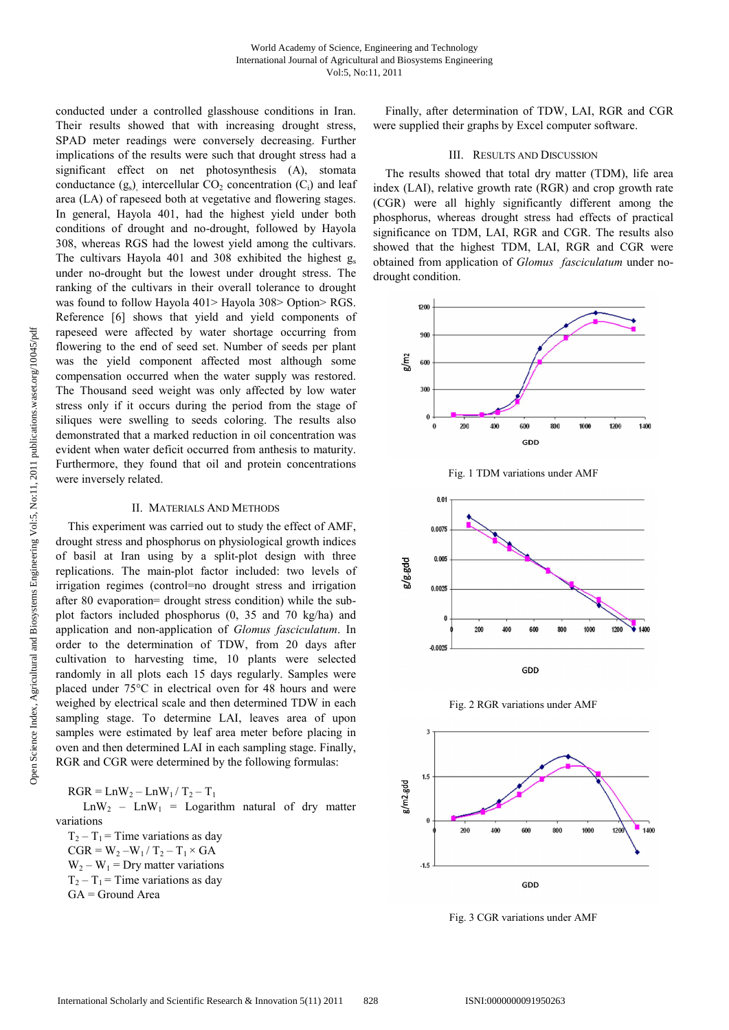conducted under a controlled glasshouse conditions in Iran. Their results showed that with increasing drought stress, SPAD meter readings were conversely decreasing. Further implications of the results were such that drought stress had a significant effect on net photosynthesis (A), stomata conductance ($g_s$), intercellular $CO_2$ concentration ($C_i$) and leaf area (LA) of rapeseed both at vegetative and flowering stages. In general, Hayola 401, had the highest yield under both conditions of drought and no-drought, followed by Hayola 308, whereas RGS had the lowest yield among the cultivars. The cultivars Hayola 401 and 308 exhibited the highest $g_s$ under no-drought but the lowest under drought stress. The ranking of the cultivars in their overall tolerance to drought was found to follow Hayola 401> Hayola 308> Option> RGS. Reference [6] shows that yield and yield components of rapeseed were affected by water shortage occurring from flowering to the end of seed set. Number of seeds per plant was the yield component affected most although some compensation occurred when the water supply was restored. The Thousand seed weight was only affected by low water stress only if it occurs during the period from the stage of siliques were swelling to seeds coloring. The results also demonstrated that a marked reduction in oil concentration was evident when water deficit occurred from anthesis to maturity. Furthermore, they found that oil and protein concentrations were inversely related.

## II. Materials And Methods

This experiment was carried out to study the effect of AMF, drought stress and phosphorus on physiological growth indices of basil at Iran using by a split-plot design with three replications. The main-plot factor included: two levels of irrigation regimes (control=no drought stress and irrigation after 80 evaporation= drought stress condition) while the sub-plot factors included phosphorus (0, 35 and 70 kg/ha) and application and non-application of *Glomus fasciculatum*. In order to the determination of TDW, from 20 days after cultivation to harvesting time, 10 plants were selected randomly in all plots each 15 days regularly. Samples were placed under 75°C in electrical oven for 48 hours and were weighed by electrical scale and then determined TDW in each sampling stage. To determine LAI, leaves area of upon samples were estimated by leaf area meter before placing in oven and then determined LAI in each sampling stage. Finally, RGR and CGR were determined by the following formulas:

$RGR = LnW_2 - LnW_1 / T_2 - T_1$

$LnW_2 - LnW_1$ = Logarithm natural of dry matter variations

$T_2 - T_1$ = Time variations as day

$CGR = W_2 - W_1 / T_2 - T_1 \times GA$

$W_2 - W_1$ = Dry matter variations

$T_2 - T_1$ = Time variations as day

GA = Ground Area

Finally, after determination of TDW, LAI, RGR and CGR were supplied their graphs by Excel computer software.

## III. Results And Discussion

The results showed that total dry matter (TDM), life area index (LAI), relative growth rate (RGR) and crop growth rate (CGR) were all highly significantly different among the phosphorus, whereas drought stress had effects of practical significance on TDM, LAI, RGR and CGR. The results also showed that the highest TDM, LAI, RGR and CGR were obtained from application of *Glomus fasciculatum* under no-drought condition.

Fig. 1 TDM variations under AMF

Fig. 2 RGR variations under AMF

Fig. 3 CGR variations under AMF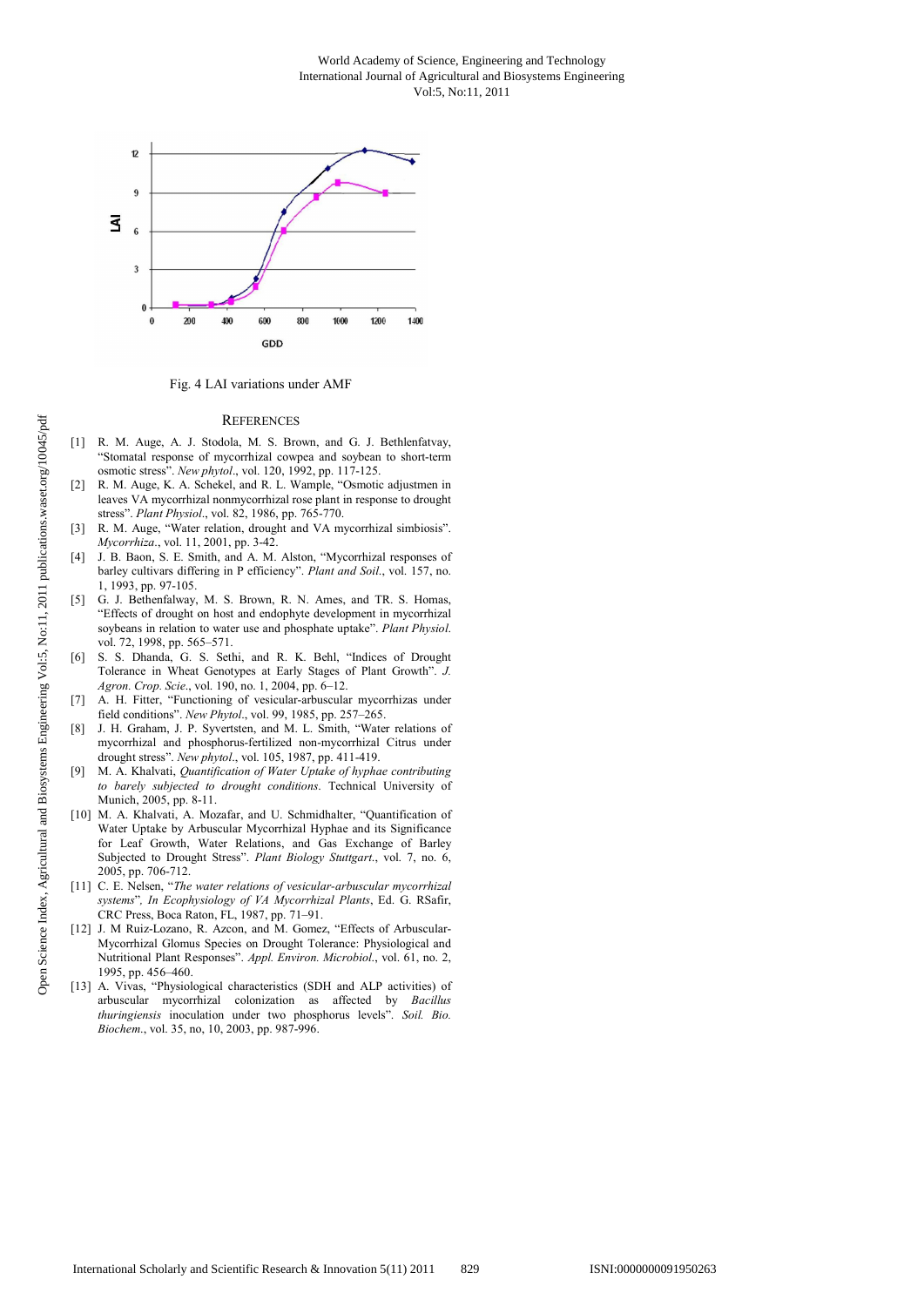12

9

LAI 6

3

0

0 200 400 600 800 1000 1200 1400

GDD

Fig. 4 LAI variations under AMF

## REFERENCES

[1] R. M. Auge, A. J. Stodola, M. S. Brown, and G. J. Bethlenfatvay, "Stomatal response of mycorrhizal cowpea and soybean to short-term osmotic stress". *New phytol*., vol. 120, 1992, pp. 117-125.

[2] R. M. Auge, K. A. Schekel, and R. L. Wample, "Osmotic adjustmen in leaves VA mycorrhizal nonmycorrhizal rose plant in response to drought stress". *Plant Physiol*., vol. 82, 1986, pp. 765-770.

[3] R. M. Auge, "Water relation, drought and VA mycorrhizal simbiosis". *Mycorrhiza*., vol. 11, 2001, pp. 3-42.

[4] J. B. Baon, S. E. Smith, and A. M. Alston, "Mycorrhizal responses of barley cultivars differing in P efficiency". *Plant and Soil*., vol. 157, no. 1, 1993, pp. 97-105.

[5] G. J. Bethenfalway, M. S. Brown, R. N. Ames, and TR. S. Homas, "Effects of drought on host and endophyte development in mycorrhizal soybeans in relation to water use and phosphate uptake". *Plant Physiol*. vol. 72, 1998, pp. 565–571.

[6] S. S. Dhanda, G. S. Sethi, and R. K. Behl, "Indices of Drought Tolerance in Wheat Genotypes at Early Stages of Plant Growth". *J. Agron. Crop. Scie*., vol. 190, no. 1, 2004, pp. 6–12.

[7] A. H. Fitter, "Functioning of vesicular-arbuscular mycorrhizas under field conditions". *New Phytol*., vol. 99, 1985, pp. 257–265.

[8] J. H. Graham, J. P. Syvertsten, and M. L. Smith, "Water relations of mycorrhizal and phosphorus-fertilized non-mycorrhizal Citrus under drought stress". *New phytol*., vol. 105, 1987, pp. 411-419.

[9] M. A. Khalvati, *Quantification of Water Uptake of hyphae contributing to barely subjected to drought conditions*. Technical University of Munich, 2005, pp. 8-11.

[10] M. A. Khalvati, A. Mozafar, and U. Schmidhalter, "Quantification of Water Uptake by Arbuscular Mycorrhizal Hyphae and its Significance for Leaf Growth, Water Relations, and Gas Exchange of Barley Subjected to Drought Stress". *Plant Biology Stuttgart*., vol. 7, no. 6, 2005, pp. 706-712.

[11] C. E. Nelsen, "*The water relations of vesicular-arbuscular mycorrhizal systems*", *In Ecophysiology of VA Mycorrhizal Plants*, Ed. G. RSafir, CRC Press, Boca Raton, FL, 1987, pp. 71–91.

[12] J. M Ruiz-Lozano, R. Azcon, and M. Gomez, "Effects of Arbuscular-Mycorrhizal Glomus Species on Drought Tolerance: Physiological and Nutritional Plant Responses". *Appl. Environ. Microbiol*., vol. 61, no. 2, 1995, pp. 456–460.

[13] A. Vivas, "Physiological characteristics (SDH and ALP activities) of arbuscular mycorrhizal colonization as affected by *Bacillus thuringiensis* inoculation under two phosphorus levels". *Soil. Bio. Biochem*., vol. 35, no, 10, 2003, pp. 987-996.